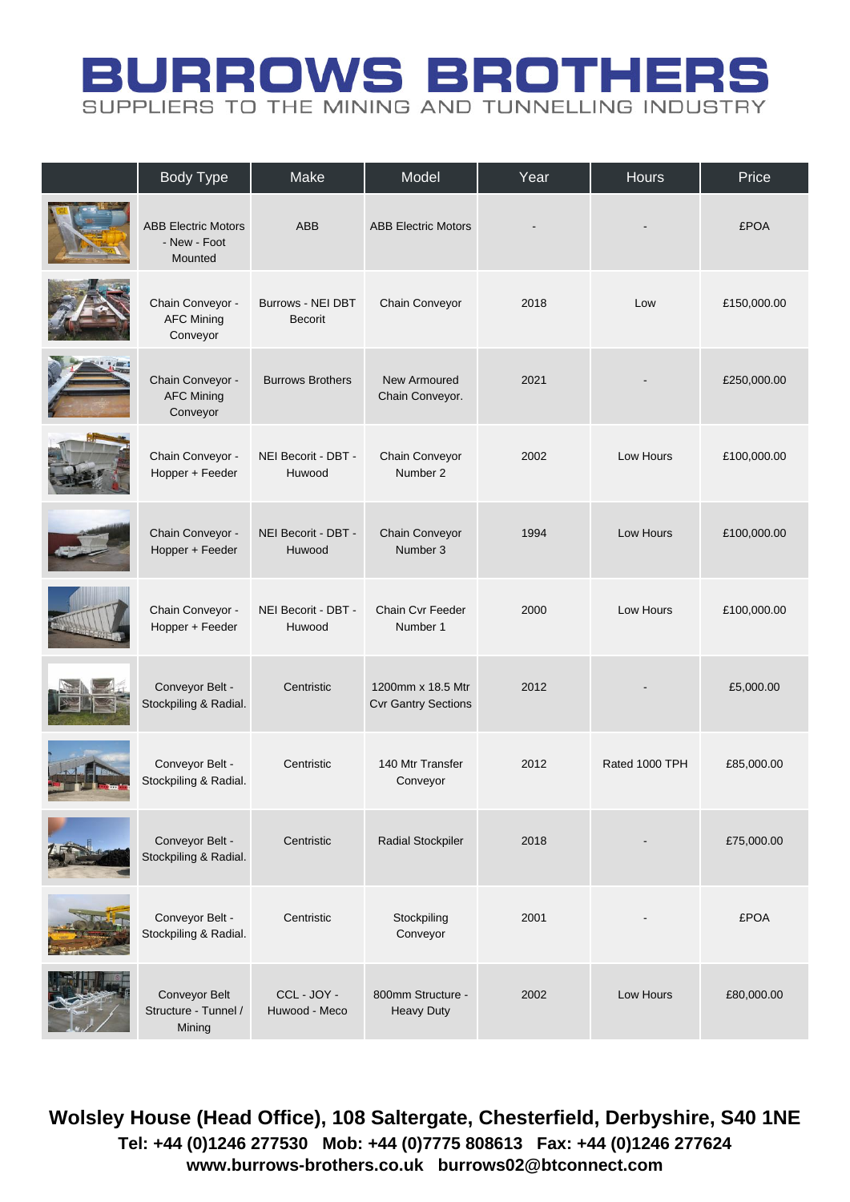# BURROWS BROTHERS

SUPPLIERS TO THE MINING AND TUNNELLING INDUSTRY

| | Body Type | Make | Model | Year | Hours | Price |
|---|---|---|---|---|---|---|
| | ABB Electric Motors - New - Foot Mounted | ABB | ABB Electric Motors | - | - | £POA |
| | Chain Conveyor - AFC Mining Conveyor | Burrows - NEI DBT Becorit | Chain Conveyor | 2018 | Low | £150,000.00 |
| | Chain Conveyor - AFC Mining Conveyor | Burrows Brothers | New Armoured Chain Conveyor. | 2021 | - | £250,000.00 |
| | Chain Conveyor - Hopper + Feeder | NEI Becorit - DBT - Huwood | Chain Conveyor Number 2 | 2002 | Low Hours | £100,000.00 |
| | Chain Conveyor - Hopper + Feeder | NEI Becorit - DBT - Huwood | Chain Conveyor Number 3 | 1994 | Low Hours | £100,000.00 |
| | Chain Conveyor - Hopper + Feeder | NEI Becorit - DBT - Huwood | Chain Cvr Feeder Number 1 | 2000 | Low Hours | £100,000.00 |
| | Conveyor Belt - Stockpiling & Radial. | Centristic | 1200mm x 18.5 Mtr Cvr Gantry Sections | 2012 | - | £5,000.00 |
| | Conveyor Belt - Stockpiling & Radial. | Centristic | 140 Mtr Transfer Conveyor | 2012 | Rated 1000 TPH | £85,000.00 |
| | Conveyor Belt - Stockpiling & Radial. | Centristic | Radial Stockpiler | 2018 | - | £75,000.00 |
| | Conveyor Belt - Stockpiling & Radial. | Centristic | Stockpiling Conveyor | 2001 | - | £POA |
| | Conveyor Belt Structure - Tunnel / Mining | CCL - JOY - Huwood - Meco | 800mm Structure - Heavy Duty | 2002 | Low Hours | £80,000.00 |

**Wolsley House (Head Office), 108 Saltergate, Chesterfield, Derbyshire, S40 1NE**
**Tel: +44 (0)1246 277530 Mob: +44 (0)7775 808613 Fax: +44 (0)1246 277624**
**www.burrows-brothers.co.uk burrows02@btconnect.com**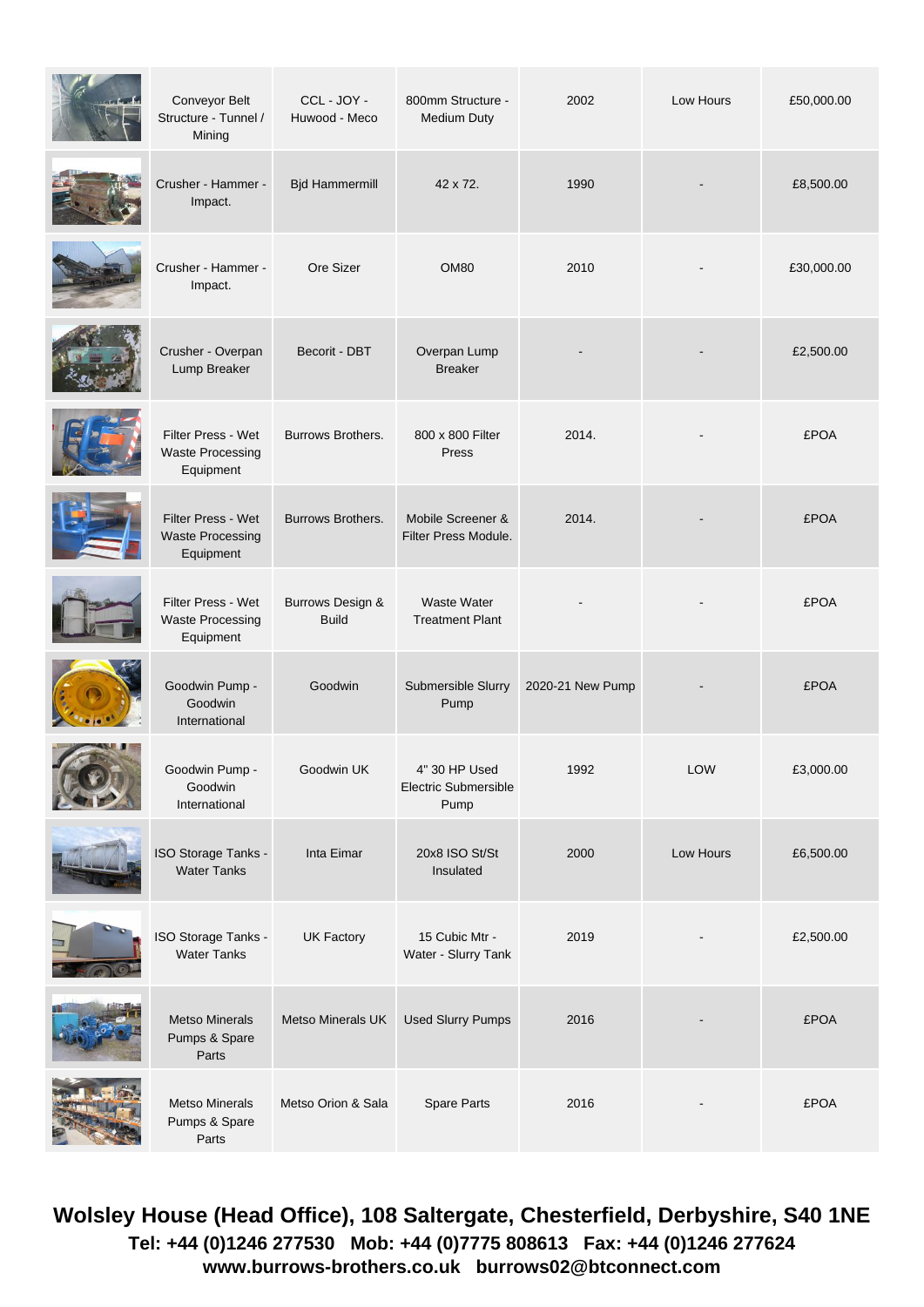| | | | | | | |
|---|---|---|---|---|---|---|
| | Conveyor Belt Structure - Tunnel / Mining | CCL - JOY - Huwood - Meco | 800mm Structure - Medium Duty | 2002 | Low Hours | £50,000.00 |
| | Crusher - Hammer - Impact. | Bjd Hammermill | 42 x 72. | 1990 | - | £8,500.00 |
| | Crusher - Hammer - Impact. | Ore Sizer | OM80 | 2010 | - | £30,000.00 |
| | Crusher - Overpan Lump Breaker | Becorit - DBT | Overpan Lump Breaker | - | - | £2,500.00 |
| | Filter Press - Wet Waste Processing Equipment | Burrows Brothers. | 800 x 800 Filter Press | 2014. | - | £POA |
| | Filter Press - Wet Waste Processing Equipment | Burrows Brothers. | Mobile Screener & Filter Press Module. | 2014. | - | £POA |
| | Filter Press - Wet Waste Processing Equipment | Burrows Design & Build | Waste Water Treatment Plant | - | - | £POA |
| | Goodwin Pump - Goodwin International | Goodwin | Submersible Slurry Pump | 2020-21 New Pump | - | £POA |
| | Goodwin Pump - Goodwin International | Goodwin UK | 4" 30 HP Used Electric Submersible Pump | 1992 | LOW | £3,000.00 |
| | ISO Storage Tanks - Water Tanks | Inta Eimar | 20x8 ISO St/St Insulated | 2000 | Low Hours | £6,500.00 |
| | ISO Storage Tanks - Water Tanks | UK Factory | 15 Cubic Mtr - Water - Slurry Tank | 2019 | - | £2,500.00 |
| | Metso Minerals Pumps & Spare Parts | Metso Minerals UK | Used Slurry Pumps | 2016 | - | £POA |
| | Metso Minerals Pumps & Spare Parts | Metso Orion & Sala | Spare Parts | 2016 | - | £POA |

**Wolsley House (Head Office), 108 Saltergate, Chesterfield, Derbyshire, S40 1NE**
**Tel: +44 (0)1246 277530 Mob: +44 (0)7775 808613 Fax: +44 (0)1246 277624**
**www.burrows-brothers.co.uk burrows02@btconnect.com**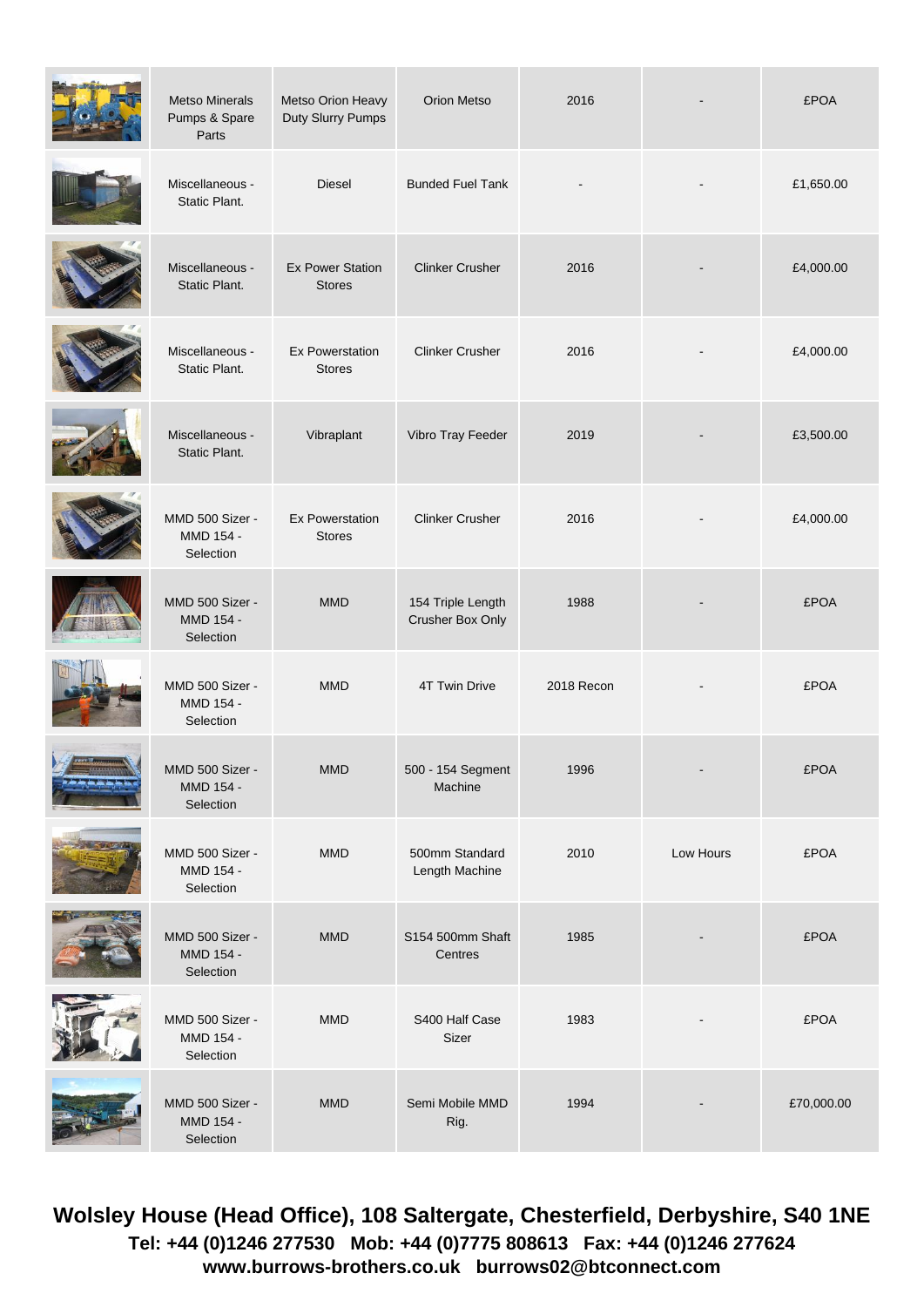| | | | | | | |
|---|---|---|---|---|---|---|
| | Metso Minerals Pumps & Spare Parts | Metso Orion Heavy Duty Slurry Pumps | Orion Metso | 2016 | - | £POA |
| | Miscellaneous - Static Plant. | Diesel | Bunded Fuel Tank | - | - | £1,650.00 |
| | Miscellaneous - Static Plant. | Ex Power Station Stores | Clinker Crusher | 2016 | - | £4,000.00 |
| | Miscellaneous - Static Plant. | Ex Powerstation Stores | Clinker Crusher | 2016 | - | £4,000.00 |
| | Miscellaneous - Static Plant. | Vibraplant | Vibro Tray Feeder | 2019 | - | £3,500.00 |
| | MMD 500 Sizer - MMD 154 - Selection | Ex Powerstation Stores | Clinker Crusher | 2016 | - | £4,000.00 |
| | MMD 500 Sizer - MMD 154 - Selection | MMD | 154 Triple Length Crusher Box Only | 1988 | - | £POA |
| | MMD 500 Sizer - MMD 154 - Selection | MMD | 4T Twin Drive | 2018 Recon | - | £POA |
| | MMD 500 Sizer - MMD 154 - Selection | MMD | 500 - 154 Segment Machine | 1996 | - | £POA |
| | MMD 500 Sizer - MMD 154 - Selection | MMD | 500mm Standard Length Machine | 2010 | Low Hours | £POA |
| | MMD 500 Sizer - MMD 154 - Selection | MMD | S154 500mm Shaft Centres | 1985 | - | £POA |
| | MMD 500 Sizer - MMD 154 - Selection | MMD | S400 Half Case Sizer | 1983 | - | £POA |
| | MMD 500 Sizer - MMD 154 - Selection | MMD | Semi Mobile MMD Rig. | 1994 | - | £70,000.00 |

**Wolsley House (Head Office), 108 Saltergate, Chesterfield, Derbyshire, S40 1NE**
**Tel: +44 (0)1246 277530 Mob: +44 (0)7775 808613 Fax: +44 (0)1246 277624**
**www.burrows-brothers.co.uk burrows02@btconnect.com**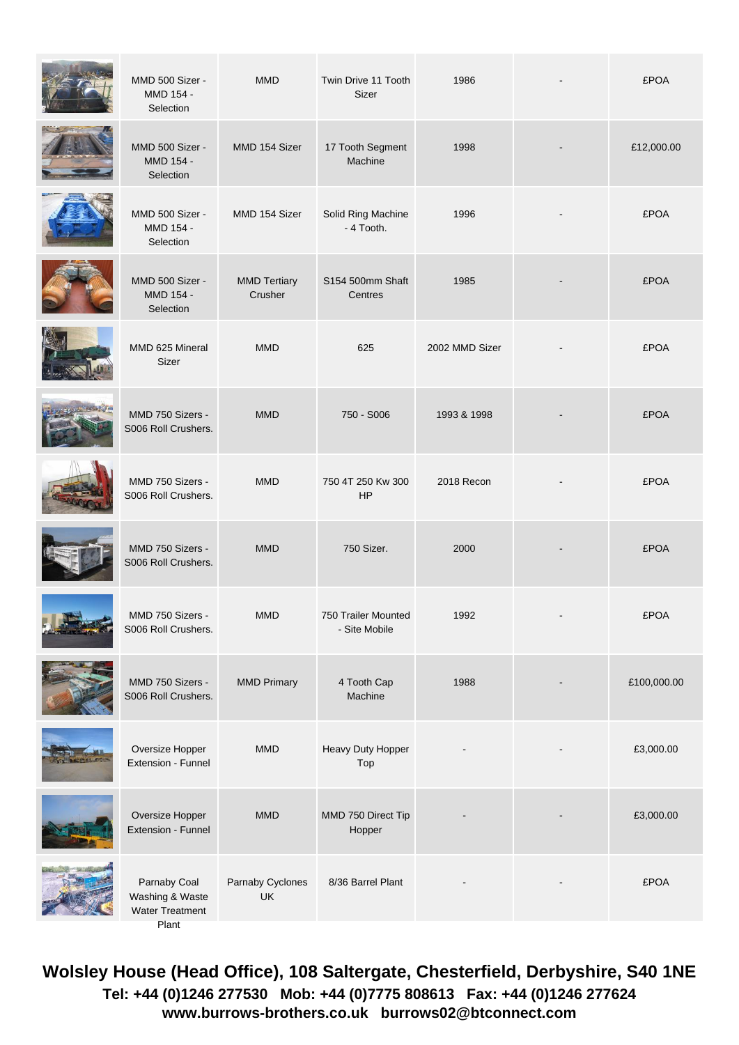|  | MMD 500 Sizer - MMD 154 - Selection | MMD | Twin Drive 11 Tooth Sizer | 1986 | - | £POA |
|---|---|---|---|---|---|---|
|  | MMD 500 Sizer - MMD 154 - Selection | MMD 154 Sizer | 17 Tooth Segment Machine | 1998 | - | £12,000.00 |
|  | MMD 500 Sizer - MMD 154 - Selection | MMD 154 Sizer | Solid Ring Machine - 4 Tooth. | 1996 | - | £POA |
|  | MMD 500 Sizer - MMD 154 - Selection | MMD Tertiary Crusher | S154 500mm Shaft Centres | 1985 | - | £POA |
|  | MMD 625 Mineral Sizer | MMD | 625 | 2002 MMD Sizer | - | £POA |
|  | MMD 750 Sizers - S006 Roll Crushers. | MMD | 750 - S006 | 1993 & 1998 | - | £POA |
|  | MMD 750 Sizers - S006 Roll Crushers. | MMD | 750 4T 250 Kw 300 HP | 2018 Recon | - | £POA |
|  | MMD 750 Sizers - S006 Roll Crushers. | MMD | 750 Sizer. | 2000 | - | £POA |
|  | MMD 750 Sizers - S006 Roll Crushers. | MMD | 750 Trailer Mounted - Site Mobile | 1992 | - | £POA |
|  | MMD 750 Sizers - S006 Roll Crushers. | MMD Primary | 4 Tooth Cap Machine | 1988 | - | £100,000.00 |
|  | Oversize Hopper Extension - Funnel | MMD | Heavy Duty Hopper Top | - | - | £3,000.00 |
|  | Oversize Hopper Extension - Funnel | MMD | MMD 750 Direct Tip Hopper | - | - | £3,000.00 |
|  | Parnaby Coal Washing & Waste Water Treatment Plant | Parnaby Cyclones UK | 8/36 Barrel Plant | - | - | £POA |

**Wolsley House (Head Office), 108 Saltergate, Chesterfield, Derbyshire, S40 1NE**
**Tel: +44 (0)1246 277530 Mob: +44 (0)7775 808613 Fax: +44 (0)1246 277624**
**www.burrows-brothers.co.uk burrows02@btconnect.com**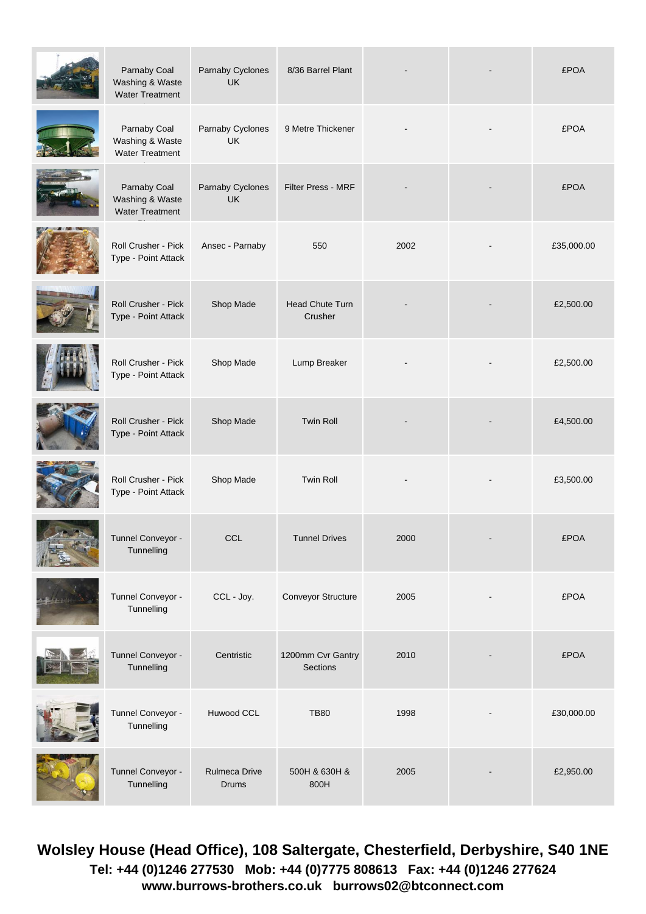|  | Category | Manufacturer | Model | Year | | Price |
|---|---|---|---|---|---|---|
|  | Parnaby Coal Washing & Waste Water Treatment | Parnaby Cyclones UK | 8/36 Barrel Plant | - | - | £POA |
|  | Parnaby Coal Washing & Waste Water Treatment | Parnaby Cyclones UK | 9 Metre Thickener | - | - | £POA |
|  | Parnaby Coal Washing & Waste Water Treatment | Parnaby Cyclones UK | Filter Press - MRF | - | - | £POA |
|  | Roll Crusher - Pick Type - Point Attack | Ansec - Parnaby | 550 | 2002 | - | £35,000.00 |
|  | Roll Crusher - Pick Type - Point Attack | Shop Made | Head Chute Turn Crusher | - | - | £2,500.00 |
|  | Roll Crusher - Pick Type - Point Attack | Shop Made | Lump Breaker | - | - | £2,500.00 |
|  | Roll Crusher - Pick Type - Point Attack | Shop Made | Twin Roll | - | - | £4,500.00 |
|  | Roll Crusher - Pick Type - Point Attack | Shop Made | Twin Roll | - | - | £3,500.00 |
|  | Tunnel Conveyor - Tunnelling | CCL | Tunnel Drives | 2000 | - | £POA |
|  | Tunnel Conveyor - Tunnelling | CCL - Joy. | Conveyor Structure | 2005 | - | £POA |
|  | Tunnel Conveyor - Tunnelling | Centristic | 1200mm Cvr Gantry Sections | 2010 | - | £POA |
|  | Tunnel Conveyor - Tunnelling | Huwood CCL | TB80 | 1998 | - | £30,000.00 |
|  | Tunnel Conveyor - Tunnelling | Rulmeca Drive Drums | 500H & 630H & 800H | 2005 | - | £2,950.00 |

**Wolsley House (Head Office), 108 Saltergate, Chesterfield, Derbyshire, S40 1NE**
**Tel: +44 (0)1246 277530 Mob: +44 (0)7775 808613 Fax: +44 (0)1246 277624**
**www.burrows-brothers.co.uk burrows02@btconnect.com**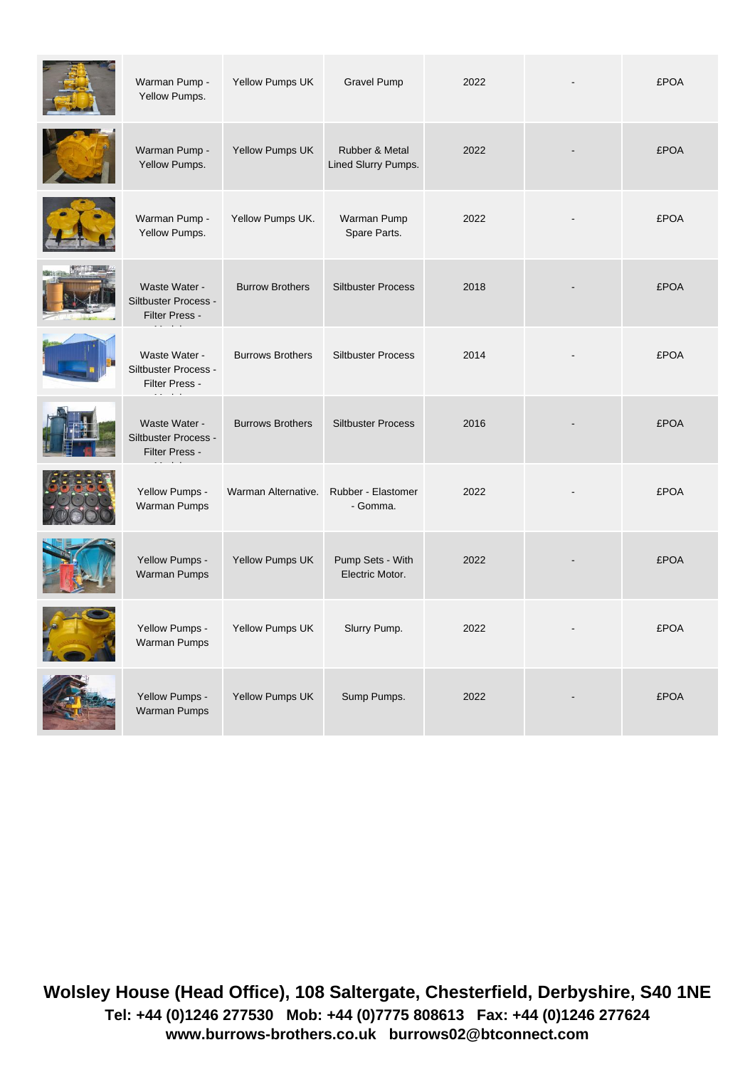| | | | | | | |
|---|---|---|---|---|---|---|
| | Warman Pump - Yellow Pumps. | Yellow Pumps UK | Gravel Pump | 2022 | - | £POA |
| | Warman Pump - Yellow Pumps. | Yellow Pumps UK | Rubber & Metal Lined Slurry Pumps. | 2022 | - | £POA |
| | Warman Pump - Yellow Pumps. | Yellow Pumps UK. | Warman Pump Spare Parts. | 2022 | - | £POA |
| | Waste Water - Siltbuster Process - Filter Press - | Burrow Brothers | Siltbuster Process | 2018 | - | £POA |
| | Waste Water - Siltbuster Process - Filter Press - | Burrows Brothers | Siltbuster Process | 2014 | - | £POA |
| | Waste Water - Siltbuster Process - Filter Press - | Burrows Brothers | Siltbuster Process | 2016 | - | £POA |
| | Yellow Pumps - Warman Pumps | Warman Alternative. | Rubber - Elastomer - Gomma. | 2022 | - | £POA |
| | Yellow Pumps - Warman Pumps | Yellow Pumps UK | Pump Sets - With Electric Motor. | 2022 | - | £POA |
| | Yellow Pumps - Warman Pumps | Yellow Pumps UK | Slurry Pump. | 2022 | - | £POA |
| | Yellow Pumps - Warman Pumps | Yellow Pumps UK | Sump Pumps. | 2022 | - | £POA |

**Wolsley House (Head Office), 108 Saltergate, Chesterfield, Derbyshire, S40 1NE**
**Tel: +44 (0)1246 277530 Mob: +44 (0)7775 808613 Fax: +44 (0)1246 277624**
**www.burrows-brothers.co.uk burrows02@btconnect.com**